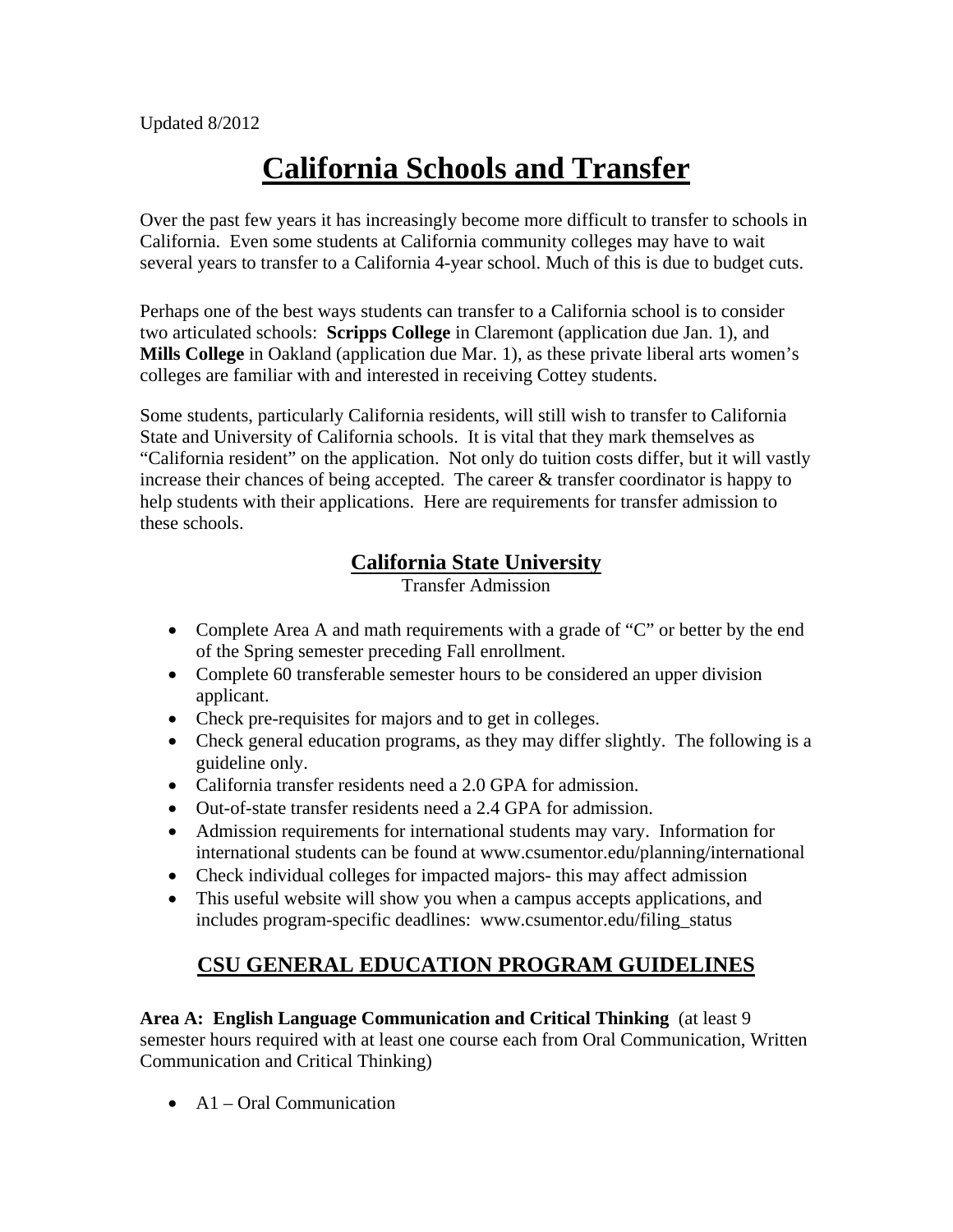Updated 8/2012

# California Schools and Transfer

Over the past few years it has increasingly become more difficult to transfer to schools in California. Even some students at California community colleges may have to wait several years to transfer to a California 4-year school. Much of this is due to budget cuts.

Perhaps one of the best ways students can transfer to a California school is to consider two articulated schools: **Scripps College** in Claremont (application due Jan. 1), and **Mills College** in Oakland (application due Mar. 1), as these private liberal arts women's colleges are familiar with and interested in receiving Cottey students.

Some students, particularly California residents, will still wish to transfer to California State and University of California schools. It is vital that they mark themselves as "California resident" on the application. Not only do tuition costs differ, but it will vastly increase their chances of being accepted. The career & transfer coordinator is happy to help students with their applications. Here are requirements for transfer admission to these schools.

## California State University

Transfer Admission

- Complete Area A and math requirements with a grade of "C" or better by the end of the Spring semester preceding Fall enrollment.
- Complete 60 transferable semester hours to be considered an upper division applicant.
- Check pre-requisites for majors and to get in colleges.
- Check general education programs, as they may differ slightly. The following is a guideline only.
- California transfer residents need a 2.0 GPA for admission.
- Out-of-state transfer residents need a 2.4 GPA for admission.
- Admission requirements for international students may vary. Information for international students can be found at www.csumentor.edu/planning/international
- Check individual colleges for impacted majors- this may affect admission
- This useful website will show you when a campus accepts applications, and includes program-specific deadlines: www.csumentor.edu/filing_status

## CSU GENERAL EDUCATION PROGRAM GUIDELINES

**Area A: English Language Communication and Critical Thinking** (at least 9 semester hours required with at least one course each from Oral Communication, Written Communication and Critical Thinking)

- A1 – Oral Communication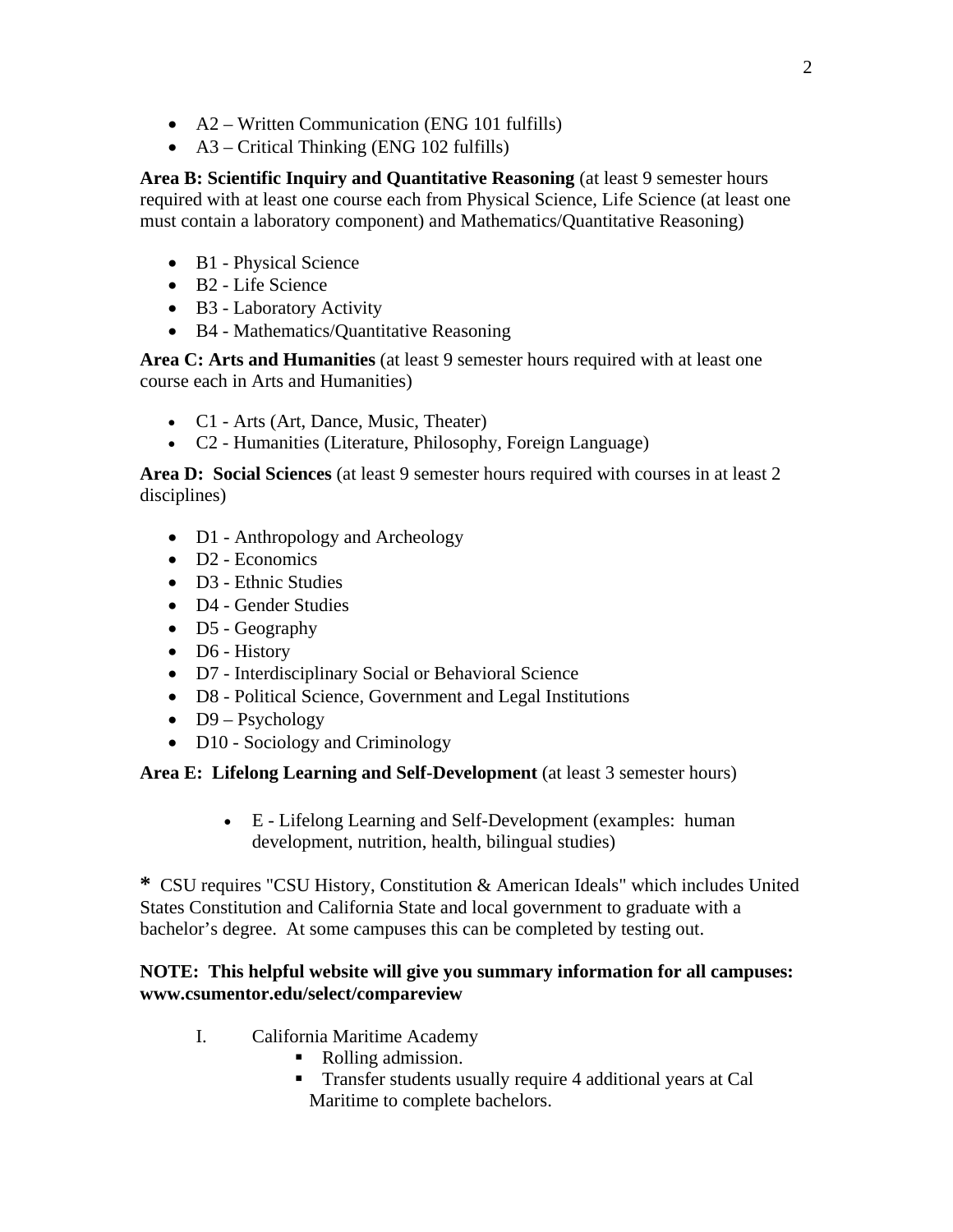- A2 – Written Communication (ENG 101 fulfills)
- A3 – Critical Thinking (ENG 102 fulfills)

**Area B: Scientific Inquiry and Quantitative Reasoning** (at least 9 semester hours required with at least one course each from Physical Science, Life Science (at least one must contain a laboratory component) and Mathematics/Quantitative Reasoning)

- B1 - Physical Science
- B2 - Life Science
- B3 - Laboratory Activity
- B4 - Mathematics/Quantitative Reasoning

**Area C: Arts and Humanities** (at least 9 semester hours required with at least one course each in Arts and Humanities)

- C1 - Arts (Art, Dance, Music, Theater)
- C2 - Humanities (Literature, Philosophy, Foreign Language)

**Area D: Social Sciences** (at least 9 semester hours required with courses in at least 2 disciplines)

- D1 - Anthropology and Archeology
- D2 - Economics
- D3 - Ethnic Studies
- D4 - Gender Studies
- D5 - Geography
- D6 - History
- D7 - Interdisciplinary Social or Behavioral Science
- D8 - Political Science, Government and Legal Institutions
- D9 – Psychology
- D10 - Sociology and Criminology

**Area E: Lifelong Learning and Self-Development** (at least 3 semester hours)

- E - Lifelong Learning and Self-Development (examples: human development, nutrition, health, bilingual studies)

**\*** CSU requires "CSU History, Constitution & American Ideals" which includes United States Constitution and California State and local government to graduate with a bachelor's degree. At some campuses this can be completed by testing out.

**NOTE: This helpful website will give you summary information for all campuses: www.csumentor.edu/select/compareview**

I. California Maritime Academy
   - Rolling admission.
   - Transfer students usually require 4 additional years at Cal Maritime to complete bachelors.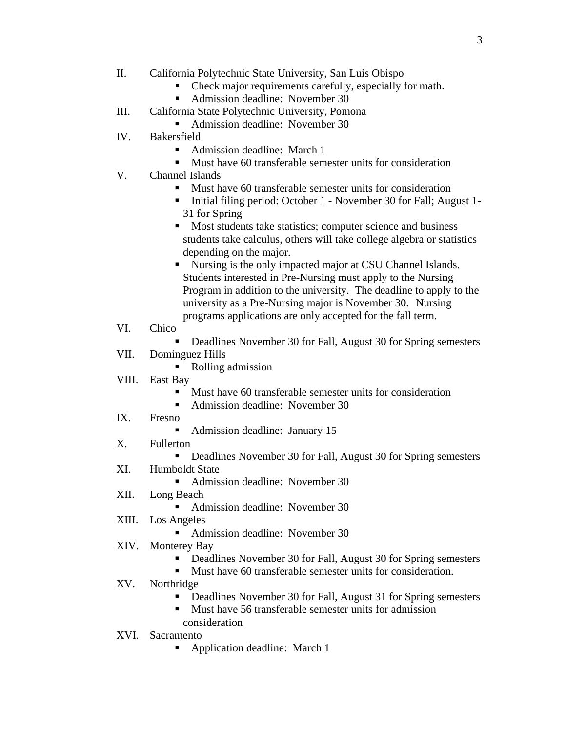II. California Polytechnic State University, San Luis Obispo
   - Check major requirements carefully, especially for math.
   - Admission deadline: November 30

III. California State Polytechnic University, Pomona
   - Admission deadline: November 30

IV. Bakersfield
   - Admission deadline: March 1
   - Must have 60 transferable semester units for consideration

V. Channel Islands
   - Must have 60 transferable semester units for consideration
   - Initial filing period: October 1 - November 30 for Fall; August 1-31 for Spring
   - Most students take statistics; computer science and business students take calculus, others will take college algebra or statistics depending on the major.
   - Nursing is the only impacted major at CSU Channel Islands. Students interested in Pre-Nursing must apply to the Nursing Program in addition to the university. The deadline to apply to the university as a Pre-Nursing major is November 30. Nursing programs applications are only accepted for the fall term.

VI. Chico
   - Deadlines November 30 for Fall, August 30 for Spring semesters

VII. Dominguez Hills
   - Rolling admission

VIII. East Bay
   - Must have 60 transferable semester units for consideration
   - Admission deadline: November 30

IX. Fresno
   - Admission deadline: January 15

X. Fullerton
   - Deadlines November 30 for Fall, August 30 for Spring semesters

XI. Humboldt State
   - Admission deadline: November 30

XII. Long Beach
   - Admission deadline: November 30

XIII. Los Angeles
   - Admission deadline: November 30

XIV. Monterey Bay
   - Deadlines November 30 for Fall, August 30 for Spring semesters
   - Must have 60 transferable semester units for consideration.

XV. Northridge
   - Deadlines November 30 for Fall, August 31 for Spring semesters
   - Must have 56 transferable semester units for admission consideration

XVI. Sacramento
   - Application deadline: March 1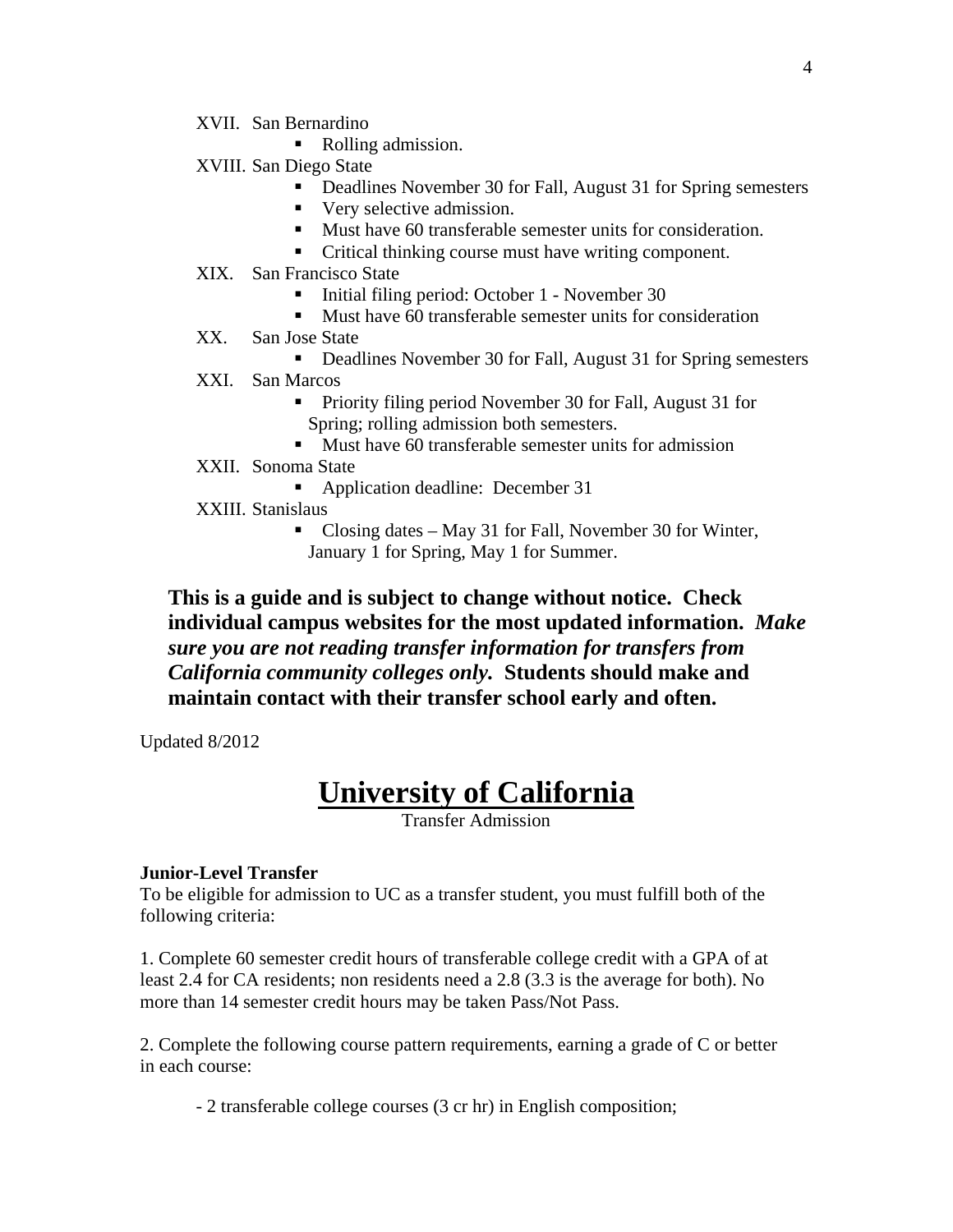XVII. San Bernardino
- Rolling admission.

XVIII. San Diego State
- Deadlines November 30 for Fall, August 31 for Spring semesters
- Very selective admission.
- Must have 60 transferable semester units for consideration.
- Critical thinking course must have writing component.

XIX. San Francisco State
- Initial filing period: October 1 - November 30
- Must have 60 transferable semester units for consideration

XX. San Jose State
- Deadlines November 30 for Fall, August 31 for Spring semesters

XXI. San Marcos
- Priority filing period November 30 for Fall, August 31 for Spring; rolling admission both semesters.
- Must have 60 transferable semester units for admission

XXII. Sonoma State
- Application deadline: December 31

XXIII. Stanislaus
- Closing dates – May 31 for Fall, November 30 for Winter, January 1 for Spring, May 1 for Summer.

**This is a guide and is subject to change without notice. Check individual campus websites for the most updated information.** ***Make sure you are not reading transfer information for transfers from California community colleges only.*** **Students should make and maintain contact with their transfer school early and often.**

Updated 8/2012

# University of California

Transfer Admission

**Junior-Level Transfer**

To be eligible for admission to UC as a transfer student, you must fulfill both of the following criteria:

1. Complete 60 semester credit hours of transferable college credit with a GPA of at least 2.4 for CA residents; non residents need a 2.8 (3.3 is the average for both). No more than 14 semester credit hours may be taken Pass/Not Pass.

2. Complete the following course pattern requirements, earning a grade of C or better in each course:

- 2 transferable college courses (3 cr hr) in English composition;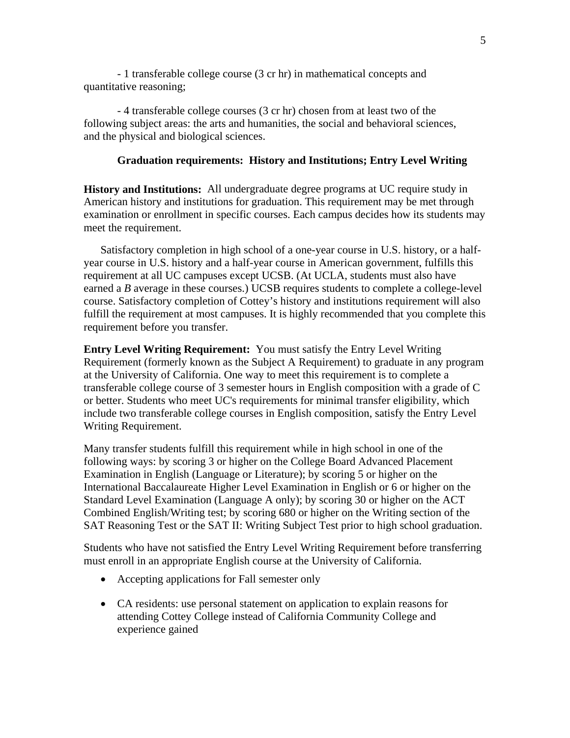- 1 transferable college course (3 cr hr) in mathematical concepts and quantitative reasoning;

- 4 transferable college courses (3 cr hr) chosen from at least two of the following subject areas: the arts and humanities, the social and behavioral sciences, and the physical and biological sciences.

**Graduation requirements: History and Institutions; Entry Level Writing**

**History and Institutions:** All undergraduate degree programs at UC require study in American history and institutions for graduation. This requirement may be met through examination or enrollment in specific courses. Each campus decides how its students may meet the requirement.

Satisfactory completion in high school of a one-year course in U.S. history, or a half-year course in U.S. history and a half-year course in American government, fulfills this requirement at all UC campuses except UCSB. (At UCLA, students must also have earned a *B* average in these courses.) UCSB requires students to complete a college-level course. Satisfactory completion of Cottey's history and institutions requirement will also fulfill the requirement at most campuses. It is highly recommended that you complete this requirement before you transfer.

**Entry Level Writing Requirement:** You must satisfy the Entry Level Writing Requirement (formerly known as the Subject A Requirement) to graduate in any program at the University of California. One way to meet this requirement is to complete a transferable college course of 3 semester hours in English composition with a grade of C or better. Students who meet UC's requirements for minimal transfer eligibility, which include two transferable college courses in English composition, satisfy the Entry Level Writing Requirement.

Many transfer students fulfill this requirement while in high school in one of the following ways: by scoring 3 or higher on the College Board Advanced Placement Examination in English (Language or Literature); by scoring 5 or higher on the International Baccalaureate Higher Level Examination in English or 6 or higher on the Standard Level Examination (Language A only); by scoring 30 or higher on the ACT Combined English/Writing test; by scoring 680 or higher on the Writing section of the SAT Reasoning Test or the SAT II: Writing Subject Test prior to high school graduation.

Students who have not satisfied the Entry Level Writing Requirement before transferring must enroll in an appropriate English course at the University of California.

- Accepting applications for Fall semester only
- CA residents: use personal statement on application to explain reasons for attending Cottey College instead of California Community College and experience gained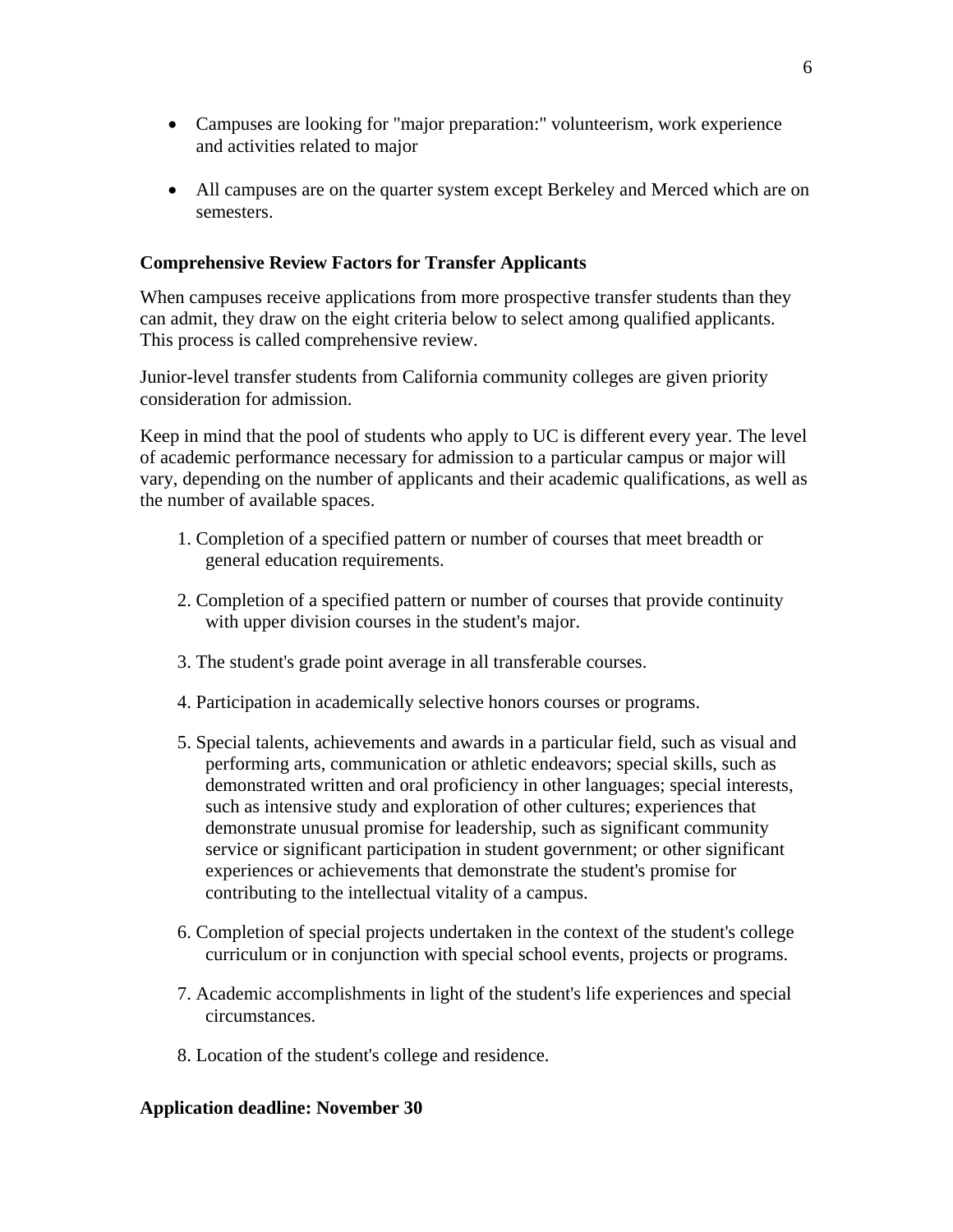- Campuses are looking for "major preparation:" volunteerism, work experience and activities related to major

- All campuses are on the quarter system except Berkeley and Merced which are on semesters.

**Comprehensive Review Factors for Transfer Applicants**

When campuses receive applications from more prospective transfer students than they can admit, they draw on the eight criteria below to select among qualified applicants. This process is called comprehensive review.

Junior-level transfer students from California community colleges are given priority consideration for admission.

Keep in mind that the pool of students who apply to UC is different every year. The level of academic performance necessary for admission to a particular campus or major will vary, depending on the number of applicants and their academic qualifications, as well as the number of available spaces.

1. Completion of a specified pattern or number of courses that meet breadth or general education requirements.

2. Completion of a specified pattern or number of courses that provide continuity with upper division courses in the student's major.

3. The student's grade point average in all transferable courses.

4. Participation in academically selective honors courses or programs.

5. Special talents, achievements and awards in a particular field, such as visual and performing arts, communication or athletic endeavors; special skills, such as demonstrated written and oral proficiency in other languages; special interests, such as intensive study and exploration of other cultures; experiences that demonstrate unusual promise for leadership, such as significant community service or significant participation in student government; or other significant experiences or achievements that demonstrate the student's promise for contributing to the intellectual vitality of a campus.

6. Completion of special projects undertaken in the context of the student's college curriculum or in conjunction with special school events, projects or programs.

7. Academic accomplishments in light of the student's life experiences and special circumstances.

8. Location of the student's college and residence.

**Application deadline: November 30**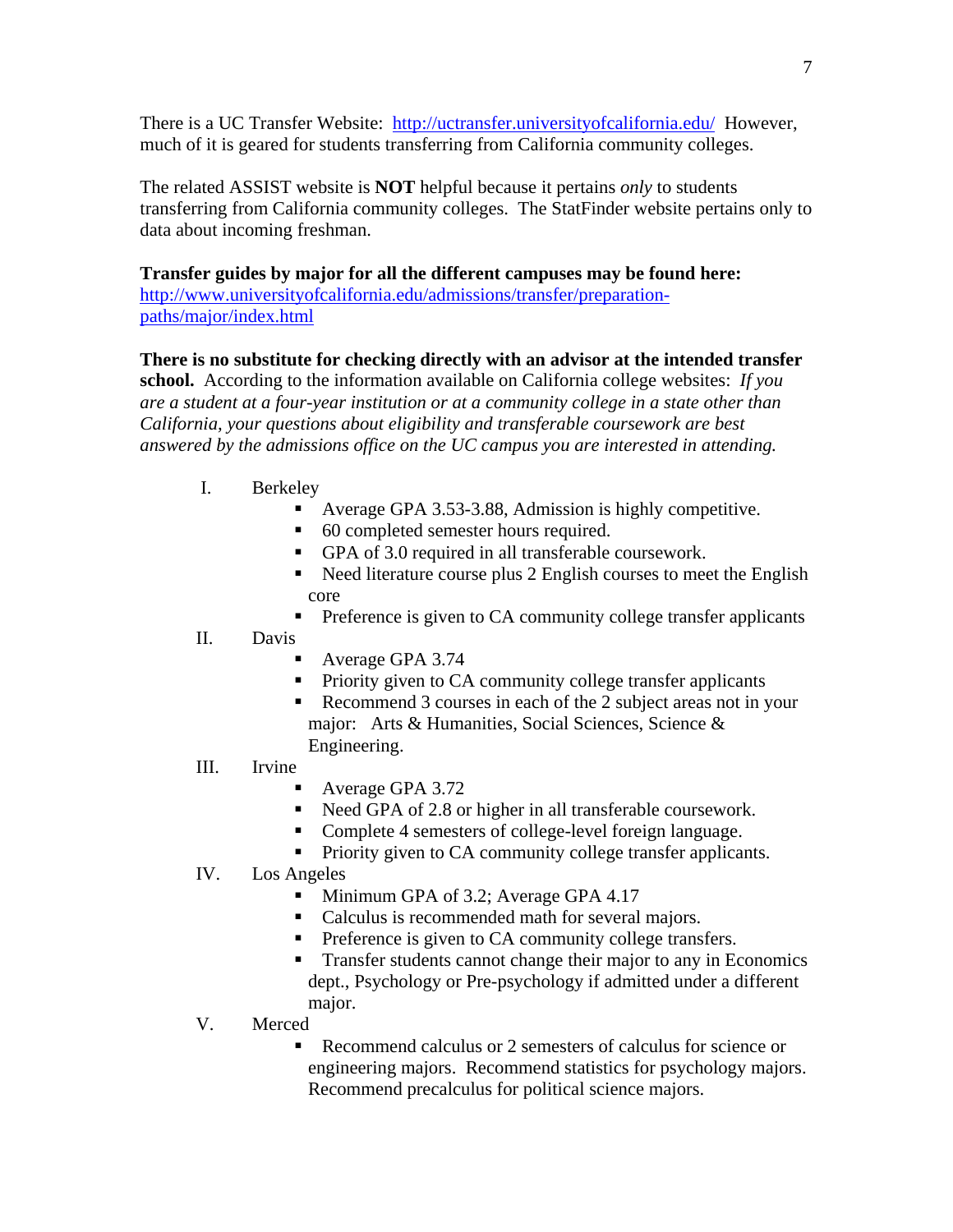There is a UC Transfer Website: [http://uctransfer.universityofcalifornia.edu/](http://uctransfer.universityofcalifornia.edu/) However, much of it is geared for students transferring from California community colleges.

The related ASSIST website is **NOT** helpful because it pertains *only* to students transferring from California community colleges. The StatFinder website pertains only to data about incoming freshman.

**Transfer guides by major for all the different campuses may be found here:**
[http://www.universityofcalifornia.edu/admissions/transfer/preparation-paths/major/index.html](http://www.universityofcalifornia.edu/admissions/transfer/preparation-paths/major/index.html)

**There is no substitute for checking directly with an advisor at the intended transfer school.** According to the information available on California college websites: *If you are a student at a four-year institution or at a community college in a state other than California, your questions about eligibility and transferable coursework are best answered by the admissions office on the UC campus you are interested in attending.*

I. Berkeley
   - Average GPA 3.53-3.88, Admission is highly competitive.
   - 60 completed semester hours required.
   - GPA of 3.0 required in all transferable coursework.
   - Need literature course plus 2 English courses to meet the English core
   - Preference is given to CA community college transfer applicants

II. Davis
   - Average GPA 3.74
   - Priority given to CA community college transfer applicants
   - Recommend 3 courses in each of the 2 subject areas not in your major: Arts & Humanities, Social Sciences, Science & Engineering.

III. Irvine
   - Average GPA 3.72
   - Need GPA of 2.8 or higher in all transferable coursework.
   - Complete 4 semesters of college-level foreign language.
   - Priority given to CA community college transfer applicants.

IV. Los Angeles
   - Minimum GPA of 3.2; Average GPA 4.17
   - Calculus is recommended math for several majors.
   - Preference is given to CA community college transfers.
   - Transfer students cannot change their major to any in Economics dept., Psychology or Pre-psychology if admitted under a different major.

V. Merced
   - Recommend calculus or 2 semesters of calculus for science or engineering majors. Recommend statistics for psychology majors. Recommend precalculus for political science majors.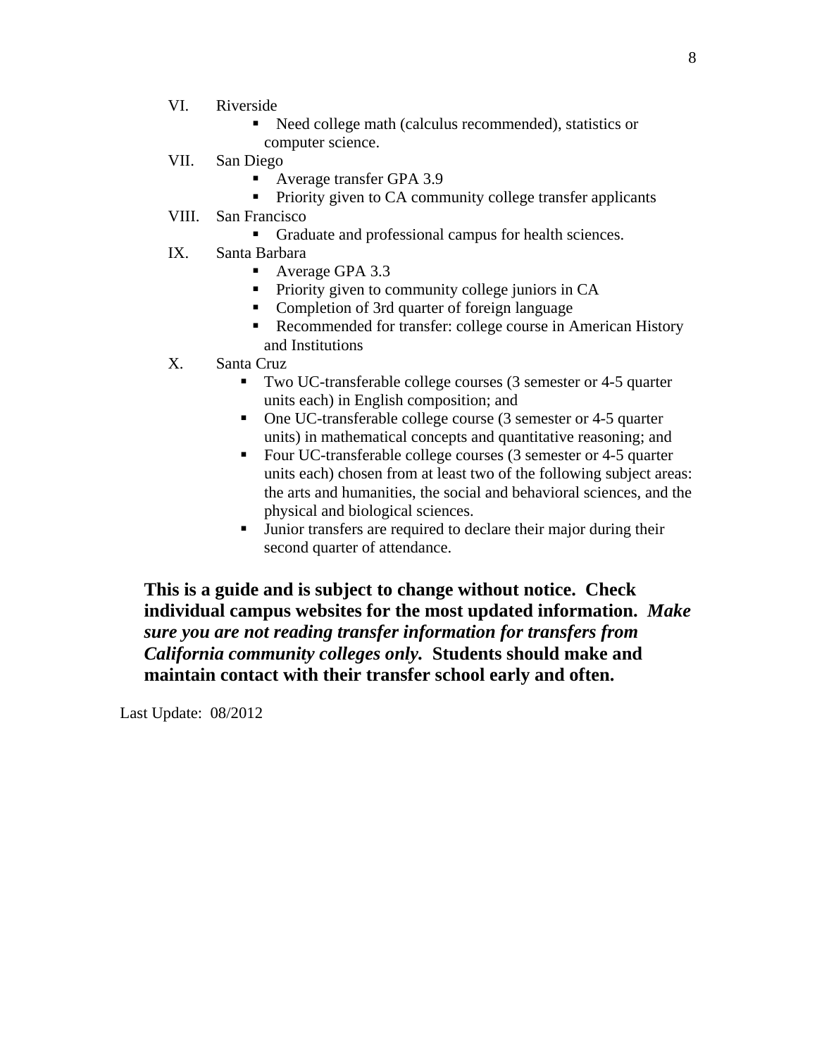VI. Riverside
   - Need college math (calculus recommended), statistics or computer science.

VII. San Diego
   - Average transfer GPA 3.9
   - Priority given to CA community college transfer applicants

VIII. San Francisco
   - Graduate and professional campus for health sciences.

IX. Santa Barbara
   - Average GPA 3.3
   - Priority given to community college juniors in CA
   - Completion of 3rd quarter of foreign language
   - Recommended for transfer: college course in American History and Institutions

X. Santa Cruz
   - Two UC-transferable college courses (3 semester or 4-5 quarter units each) in English composition; and
   - One UC-transferable college course (3 semester or 4-5 quarter units) in mathematical concepts and quantitative reasoning; and
   - Four UC-transferable college courses (3 semester or 4-5 quarter units each) chosen from at least two of the following subject areas: the arts and humanities, the social and behavioral sciences, and the physical and biological sciences.
   - Junior transfers are required to declare their major during their second quarter of attendance.

**This is a guide and is subject to change without notice. Check individual campus websites for the most updated information. *Make sure you are not reading transfer information for transfers from California community colleges only.* Students should make and maintain contact with their transfer school early and often.**

Last Update: 08/2012